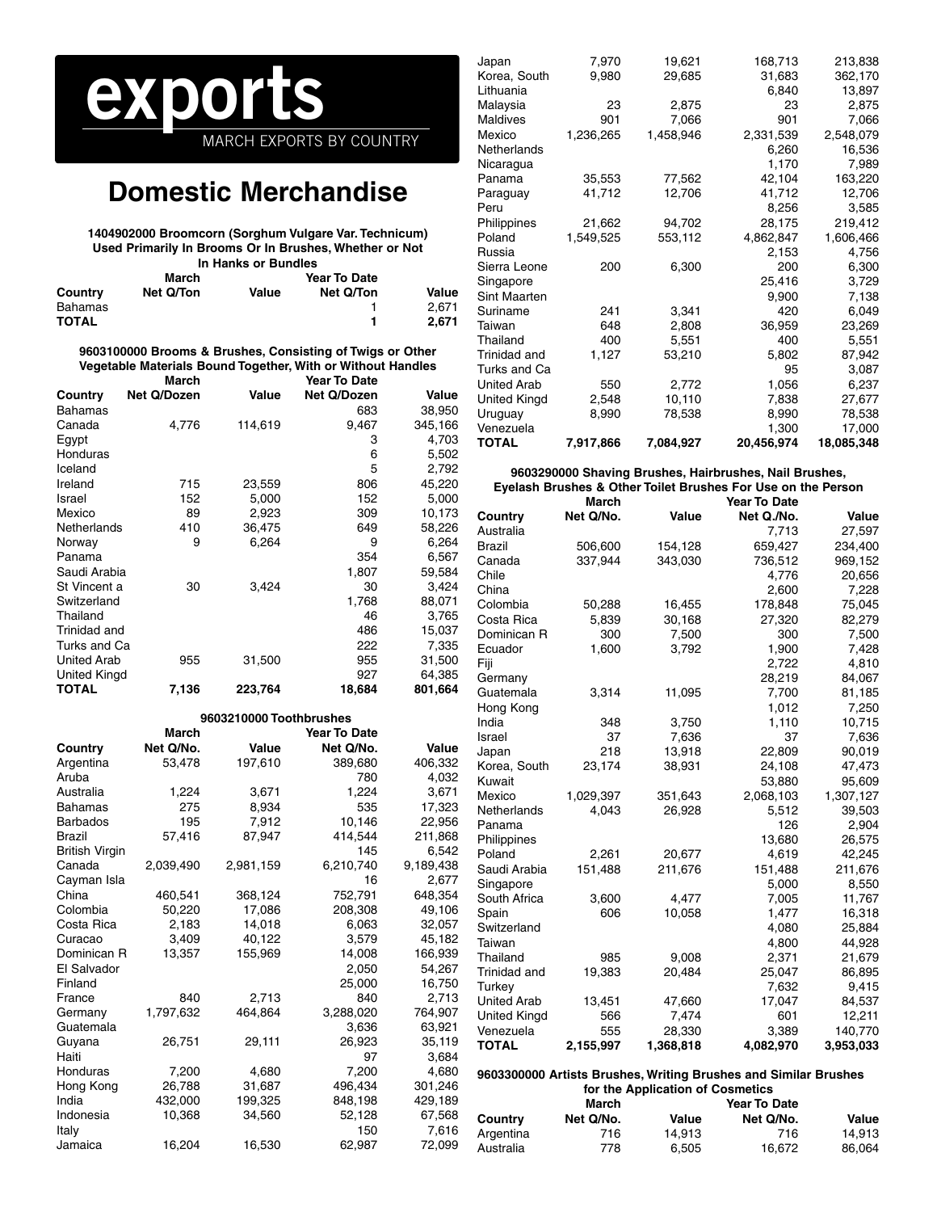# exports

MARCH EXPORTS BY COUNTRY

## Domestic Merchandise

### 1404902000 Broomcorn (Sorghum Vulgare Var. Technicum) Used Primarily In Brooms Or In Brushes, Whether or Not In Hanks or Bundles

| | March | | Year To Date | |
|---|---|---|---|---|
| Country | Net Q/Ton | Value | Net Q/Ton | Value |
| Bahamas | | | 1 | 2,671 |
| **TOTAL** | | | **1** | **2,671** |

### 9603100000 Brooms & Brushes, Consisting of Twigs or Other Vegetable Materials Bound Together, With or Without Handles

| | March | | Year To Date | |
|---|---|---|---|---|
| Country | Net Q/Dozen | Value | Net Q/Dozen | Value |
| Bahamas | | | 683 | 38,950 |
| Canada | 4,776 | 114,619 | 9,467 | 345,166 |
| Egypt | | | 3 | 4,703 |
| Honduras | | | 6 | 5,502 |
| Iceland | | | 5 | 2,792 |
| Ireland | 715 | 23,559 | 806 | 45,220 |
| Israel | 152 | 5,000 | 152 | 5,000 |
| Mexico | 89 | 2,923 | 309 | 10,173 |
| Netherlands | 410 | 36,475 | 649 | 58,226 |
| Norway | 9 | 6,264 | 9 | 6,264 |
| Panama | | | 354 | 6,567 |
| Saudi Arabia | | | 1,807 | 59,584 |
| St Vincent a | 30 | 3,424 | 30 | 3,424 |
| Switzerland | | | 1,768 | 88,071 |
| Thailand | | | 46 | 3,765 |
| Trinidad and | | | 486 | 15,037 |
| Turks and Ca | | | 222 | 7,335 |
| United Arab | 955 | 31,500 | 955 | 31,500 |
| United Kingd | | | 927 | 64,385 |
| **TOTAL** | **7,136** | **223,764** | **18,684** | **801,664** |

### 9603210000 Toothbrushes

| | March | | Year To Date | |
|---|---|---|---|---|
| Country | Net Q/No. | Value | Net Q/No. | Value |
| Argentina | 53,478 | 197,610 | 389,680 | 406,332 |
| Aruba | | | 780 | 4,032 |
| Australia | 1,224 | 3,671 | 1,224 | 3,671 |
| Bahamas | 275 | 8,934 | 535 | 17,323 |
| Barbados | 195 | 7,912 | 10,146 | 22,956 |
| Brazil | 57,416 | 87,947 | 414,544 | 211,868 |
| British Virgin | | | 145 | 6,542 |
| Canada | 2,039,490 | 2,981,159 | 6,210,740 | 9,189,438 |
| Cayman Isla | | | 16 | 2,677 |
| China | 460,541 | 368,124 | 752,791 | 648,354 |
| Colombia | 50,220 | 17,086 | 208,308 | 49,106 |
| Costa Rica | 2,183 | 14,018 | 6,063 | 32,057 |
| Curacao | 3,409 | 40,122 | 3,579 | 45,182 |
| Dominican R | 13,357 | 155,969 | 14,008 | 166,939 |
| El Salvador | | | 2,050 | 54,267 |
| Finland | | | 25,000 | 16,750 |
| France | 840 | 2,713 | 840 | 2,713 |
| Germany | 1,797,632 | 464,864 | 3,288,020 | 764,907 |
| Guatemala | | | 3,636 | 63,921 |
| Guyana | 26,751 | 29,111 | 26,923 | 35,119 |
| Haiti | | | 97 | 3,684 |
| Honduras | 7,200 | 4,680 | 7,200 | 4,680 |
| Hong Kong | 26,788 | 31,687 | 496,434 | 301,246 |
| India | 432,000 | 199,325 | 848,198 | 429,189 |
| Indonesia | 10,368 | 34,560 | 52,128 | 67,568 |
| Italy | | | 150 | 7,616 |
| Jamaica | 16,204 | 16,530 | 62,987 | 72,099 |
| Japan | 7,970 | 19,621 | 168,713 | 213,838 |
| Korea, South | 9,980 | 29,685 | 31,683 | 362,170 |
| Lithuania | | | 6,840 | 13,897 |
| Malaysia | 23 | 2,875 | 23 | 2,875 |
| Maldives | 901 | 7,066 | 901 | 7,066 |
| Mexico | 1,236,265 | 1,458,946 | 2,331,539 | 2,548,079 |
| Netherlands | | | 6,260 | 16,536 |
| Nicaragua | | | 1,170 | 7,989 |
| Panama | 35,553 | 77,562 | 42,104 | 163,220 |
| Paraguay | 41,712 | 12,706 | 41,712 | 12,706 |
| Peru | | | 8,256 | 3,585 |
| Philippines | 21,662 | 94,702 | 28,175 | 219,412 |
| Poland | 1,549,525 | 553,112 | 4,862,847 | 1,606,466 |
| Russia | | | 2,153 | 4,756 |
| Sierra Leone | 200 | 6,300 | 200 | 6,300 |
| Singapore | | | 25,416 | 3,729 |
| Sint Maarten | | | 9,900 | 7,138 |
| Suriname | 241 | 3,341 | 420 | 6,049 |
| Taiwan | 648 | 2,808 | 36,959 | 23,269 |
| Thailand | 400 | 5,551 | 400 | 5,551 |
| Trinidad and | 1,127 | 53,210 | 5,802 | 87,942 |
| Turks and Ca | | | 95 | 3,087 |
| United Arab | 550 | 2,772 | 1,056 | 6,237 |
| United Kingd | 2,548 | 10,110 | 7,838 | 27,677 |
| Uruguay | 8,990 | 78,538 | 8,990 | 78,538 |
| Venezuela | | | 1,300 | 17,000 |
| **TOTAL** | **7,917,866** | **7,084,927** | **20,456,974** | **18,085,348** |

### 9603290000 Shaving Brushes, Hairbrushes, Nail Brushes, Eyelash Brushes & Other Toilet Brushes For Use on the Person

| | March | | Year To Date | |
|---|---|---|---|---|
| Country | Net Q/No. | Value | Net Q./No. | Value |
| Australia | | | 7,713 | 27,597 |
| Brazil | 506,600 | 154,128 | 659,427 | 234,400 |
| Canada | 337,944 | 343,030 | 736,512 | 969,152 |
| Chile | | | 4,776 | 20,656 |
| China | | | 2,600 | 7,228 |
| Colombia | 50,288 | 16,455 | 178,848 | 75,045 |
| Costa Rica | 5,839 | 30,168 | 27,320 | 82,279 |
| Dominican R | 300 | 7,500 | 300 | 7,500 |
| Ecuador | 1,600 | 3,792 | 1,900 | 7,428 |
| Fiji | | | 2,722 | 4,810 |
| Germany | | | 28,219 | 84,067 |
| Guatemala | 3,314 | 11,095 | 7,700 | 81,185 |
| Hong Kong | | | 1,012 | 7,250 |
| India | 348 | 3,750 | 1,110 | 10,715 |
| Israel | 37 | 7,636 | 37 | 7,636 |
| Japan | 218 | 13,918 | 22,809 | 90,019 |
| Korea, South | 23,174 | 38,931 | 24,108 | 47,473 |
| Kuwait | | | 53,880 | 95,609 |
| Mexico | 1,029,397 | 351,643 | 2,068,103 | 1,307,127 |
| Netherlands | 4,043 | 26,928 | 5,512 | 39,503 |
| Panama | | | 126 | 2,904 |
| Philippines | | | 13,680 | 26,575 |
| Poland | 2,261 | 20,677 | 4,619 | 42,245 |
| Saudi Arabia | 151,488 | 211,676 | 151,488 | 211,676 |
| Singapore | | | 5,000 | 8,550 |
| South Africa | 3,600 | 4,477 | 7,005 | 11,767 |
| Spain | 606 | 10,058 | 1,477 | 16,318 |
| Switzerland | | | 4,080 | 25,884 |
| Taiwan | | | 4,800 | 44,928 |
| Thailand | 985 | 9,008 | 2,371 | 21,679 |
| Trinidad and | 19,383 | 20,484 | 25,047 | 86,895 |
| Turkey | | | 7,632 | 9,415 |
| United Arab | 13,451 | 47,660 | 17,047 | 84,537 |
| United Kingd | 566 | 7,474 | 601 | 12,211 |
| Venezuela | 555 | 28,330 | 3,389 | 140,770 |
| **TOTAL** | **2,155,997** | **1,368,818** | **4,082,970** | **3,953,033** |

### 9603300000 Artists Brushes, Writing Brushes and Similar Brushes for the Application of Cosmetics

| | March | | Year To Date | |
|---|---|---|---|---|
| Country | Net Q/No. | Value | Net Q/No. | Value |
| Argentina | 716 | 14,913 | 716 | 14,913 |
| Australia | 778 | 6,505 | 16,672 | 86,064 |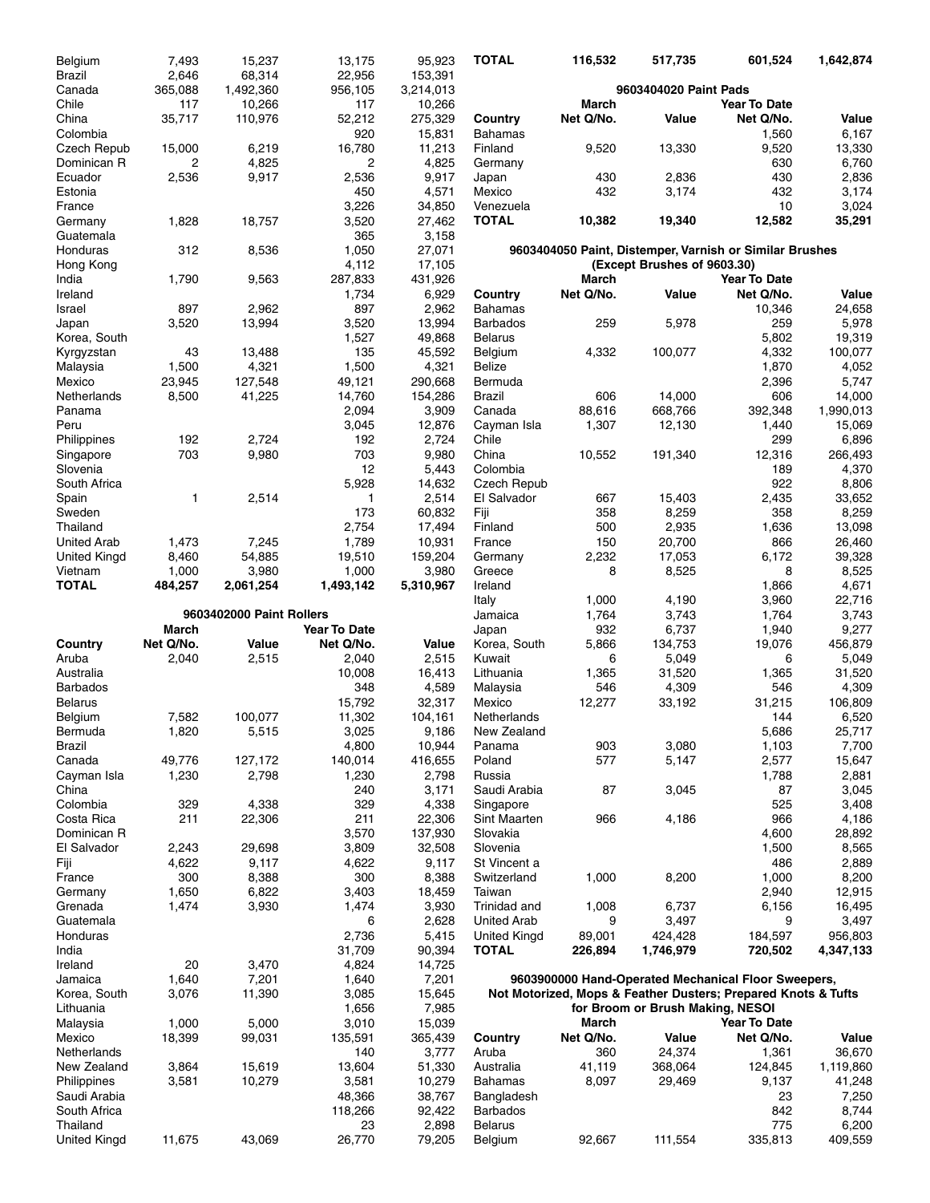| Country | March Net Q/No. | March Value | Year To Date Net Q/No. | Year To Date Value |
|---|---|---|---|---|
| Belgium | 7,493 | 15,237 | 13,175 | 95,923 |
| Brazil | 2,646 | 68,314 | 22,956 | 153,391 |
| Canada | 365,088 | 1,492,360 | 956,105 | 3,214,013 |
| Chile | 117 | 10,266 | 117 | 10,266 |
| China | 35,717 | 110,976 | 52,212 | 275,329 |
| Colombia | | | 920 | 15,831 |
| Czech Repub | 15,000 | 6,219 | 16,780 | 11,213 |
| Dominican R | 2 | 4,825 | 2 | 4,825 |
| Ecuador | 2,536 | 9,917 | 2,536 | 9,917 |
| Estonia | | | 450 | 4,571 |
| France | | | 3,226 | 34,850 |
| Germany | 1,828 | 18,757 | 3,520 | 27,462 |
| Guatemala | | | 365 | 3,158 |
| Honduras | 312 | 8,536 | 1,050 | 27,071 |
| Hong Kong | | | 4,112 | 17,105 |
| India | 1,790 | 9,563 | 287,833 | 431,926 |
| Ireland | | | 1,734 | 6,929 |
| Israel | 897 | 2,962 | 897 | 2,962 |
| Japan | 3,520 | 13,994 | 3,520 | 13,994 |
| Korea, South | | | 1,527 | 49,868 |
| Kyrgyzstan | 43 | 13,488 | 135 | 45,592 |
| Malaysia | 1,500 | 4,321 | 1,500 | 4,321 |
| Mexico | 23,945 | 127,548 | 49,121 | 290,668 |
| Netherlands | 8,500 | 41,225 | 14,760 | 154,286 |
| Panama | | | 2,094 | 3,909 |
| Peru | | | 3,045 | 12,876 |
| Philippines | 192 | 2,724 | 192 | 2,724 |
| Singapore | 703 | 9,980 | 703 | 9,980 |
| Slovenia | | | 12 | 5,443 |
| South Africa | | | 5,928 | 14,632 |
| Spain | 1 | 2,514 | 1 | 2,514 |
| Sweden | | | 173 | 60,832 |
| Thailand | | | 2,754 | 17,494 |
| United Arab | 1,473 | 7,245 | 1,789 | 10,931 |
| United Kingd | 8,460 | 54,885 | 19,510 | 159,204 |
| Vietnam | 1,000 | 3,980 | 1,000 | 3,980 |
| **TOTAL** | **484,257** | **2,061,254** | **1,493,142** | **5,310,967** |

### 9603402000 Paint Rollers

| Country | March Net Q/No. | March Value | Year To Date Net Q/No. | Year To Date Value |
|---|---|---|---|---|
| Aruba | 2,040 | 2,515 | 2,040 | 2,515 |
| Australia | | | 10,008 | 16,413 |
| Barbados | | | 348 | 4,589 |
| Belarus | | | 15,792 | 32,317 |
| Belgium | 7,582 | 100,077 | 11,302 | 104,161 |
| Bermuda | 1,820 | 5,515 | 3,025 | 9,186 |
| Brazil | | | 4,800 | 10,944 |
| Canada | 49,776 | 127,172 | 140,014 | 416,655 |
| Cayman Isla | 1,230 | 2,798 | 1,230 | 2,798 |
| China | | | 240 | 3,171 |
| Colombia | 329 | 4,338 | 329 | 4,338 |
| Costa Rica | 211 | 22,306 | 211 | 22,306 |
| Dominican R | | | 3,570 | 137,930 |
| El Salvador | 2,243 | 29,698 | 3,809 | 32,508 |
| Fiji | 4,622 | 9,117 | 4,622 | 9,117 |
| France | 300 | 8,388 | 300 | 8,388 |
| Germany | 1,650 | 6,822 | 3,403 | 18,459 |
| Grenada | 1,474 | 3,930 | 1,474 | 3,930 |
| Guatemala | | | 6 | 2,628 |
| Honduras | | | 2,736 | 5,415 |
| India | | | 31,709 | 90,394 |
| Ireland | 20 | 3,470 | 4,824 | 14,725 |
| Jamaica | 1,640 | 7,201 | 1,640 | 7,201 |
| Korea, South | 3,076 | 11,390 | 3,085 | 15,645 |
| Lithuania | | | 1,656 | 7,985 |
| Malaysia | 1,000 | 5,000 | 3,010 | 15,039 |
| Mexico | 18,399 | 99,031 | 135,591 | 365,439 |
| Netherlands | | | 140 | 3,777 |
| New Zealand | 3,864 | 15,619 | 13,604 | 51,330 |
| Philippines | 3,581 | 10,279 | 3,581 | 10,279 |
| Saudi Arabia | | | 48,366 | 38,767 |
| South Africa | | | 118,266 | 92,422 |
| Thailand | | | 23 | 2,898 |
| United Kingd | 11,675 | 43,069 | 26,770 | 79,205 |
| **TOTAL** | **116,532** | **517,735** | **601,524** | **1,642,874** |

### 9603404020 Paint Pads

| Country | March Net Q/No. | March Value | Year To Date Net Q/No. | Year To Date Value |
|---|---|---|---|---|
| Bahamas | | | 1,560 | 6,167 |
| Finland | 9,520 | 13,330 | 9,520 | 13,330 |
| Germany | | | 630 | 6,760 |
| Japan | 430 | 2,836 | 430 | 2,836 |
| Mexico | 432 | 3,174 | 432 | 3,174 |
| Venezuela | | | 10 | 3,024 |
| **TOTAL** | **10,382** | **19,340** | **12,582** | **35,291** |

### 9603404050 Paint, Distemper, Varnish or Similar Brushes (Except Brushes of 9603.30)

| Country | March Net Q/No. | March Value | Year To Date Net Q/No. | Year To Date Value |
|---|---|---|---|---|
| Bahamas | | | 10,346 | 24,658 |
| Barbados | 259 | 5,978 | 259 | 5,978 |
| Belarus | | | 5,802 | 19,319 |
| Belgium | 4,332 | 100,077 | 4,332 | 100,077 |
| Belize | | | 1,870 | 4,052 |
| Bermuda | | | 2,396 | 5,747 |
| Brazil | 606 | 14,000 | 606 | 14,000 |
| Canada | 88,616 | 668,766 | 392,348 | 1,990,013 |
| Cayman Isla | 1,307 | 12,130 | 1,440 | 15,069 |
| Chile | | | 299 | 6,896 |
| China | 10,552 | 191,340 | 12,316 | 266,493 |
| Colombia | | | 189 | 4,370 |
| Czech Repub | | | 922 | 8,806 |
| El Salvador | 667 | 15,403 | 2,435 | 33,652 |
| Fiji | 358 | 8,259 | 358 | 8,259 |
| Finland | 500 | 2,935 | 1,636 | 13,098 |
| France | 150 | 20,700 | 866 | 26,460 |
| Germany | 2,232 | 17,053 | 6,172 | 39,328 |
| Greece | 8 | 8,525 | 8 | 8,525 |
| Ireland | | | 1,866 | 4,671 |
| Italy | 1,000 | 4,190 | 3,960 | 22,716 |
| Jamaica | 1,764 | 3,743 | 1,764 | 3,743 |
| Japan | 932 | 6,737 | 1,940 | 9,277 |
| Korea, South | 5,866 | 134,753 | 19,076 | 456,879 |
| Kuwait | 6 | 5,049 | 6 | 5,049 |
| Lithuania | 1,365 | 31,520 | 1,365 | 31,520 |
| Malaysia | 546 | 4,309 | 546 | 4,309 |
| Mexico | 12,277 | 33,192 | 31,215 | 106,809 |
| Netherlands | | | 144 | 6,520 |
| New Zealand | | | 5,686 | 25,717 |
| Panama | 903 | 3,080 | 1,103 | 7,700 |
| Poland | 577 | 5,147 | 2,577 | 15,647 |
| Russia | | | 1,788 | 2,881 |
| Saudi Arabia | 87 | 3,045 | 87 | 3,045 |
| Singapore | | | 525 | 3,408 |
| Sint Maarten | 966 | 4,186 | 966 | 4,186 |
| Slovakia | | | 4,600 | 28,892 |
| Slovenia | | | 1,500 | 8,565 |
| St Vincent a | | | 486 | 2,889 |
| Switzerland | 1,000 | 8,200 | 1,000 | 8,200 |
| Taiwan | | | 2,940 | 12,915 |
| Trinidad and | 1,008 | 6,737 | 6,156 | 16,495 |
| United Arab | 9 | 3,497 | 9 | 3,497 |
| United Kingd | 89,001 | 424,428 | 184,597 | 956,803 |
| **TOTAL** | **226,894** | **1,746,979** | **720,502** | **4,347,133** |

### 9603900000 Hand-Operated Mechanical Floor Sweepers, Not Motorized, Mops & Feather Dusters; Prepared Knots & Tufts for Broom or Brush Making, NESOI

| Country | March Net Q/No. | March Value | Year To Date Net Q/No. | Year To Date Value |
|---|---|---|---|---|
| Aruba | 360 | 24,374 | 1,361 | 36,670 |
| Australia | 41,119 | 368,064 | 124,845 | 1,119,860 |
| Bahamas | 8,097 | 29,469 | 9,137 | 41,248 |
| Bangladesh | | | 23 | 7,250 |
| Barbados | | | 842 | 8,744 |
| Belarus | | | 775 | 6,200 |
| Belgium | 92,667 | 111,554 | 335,813 | 409,559 |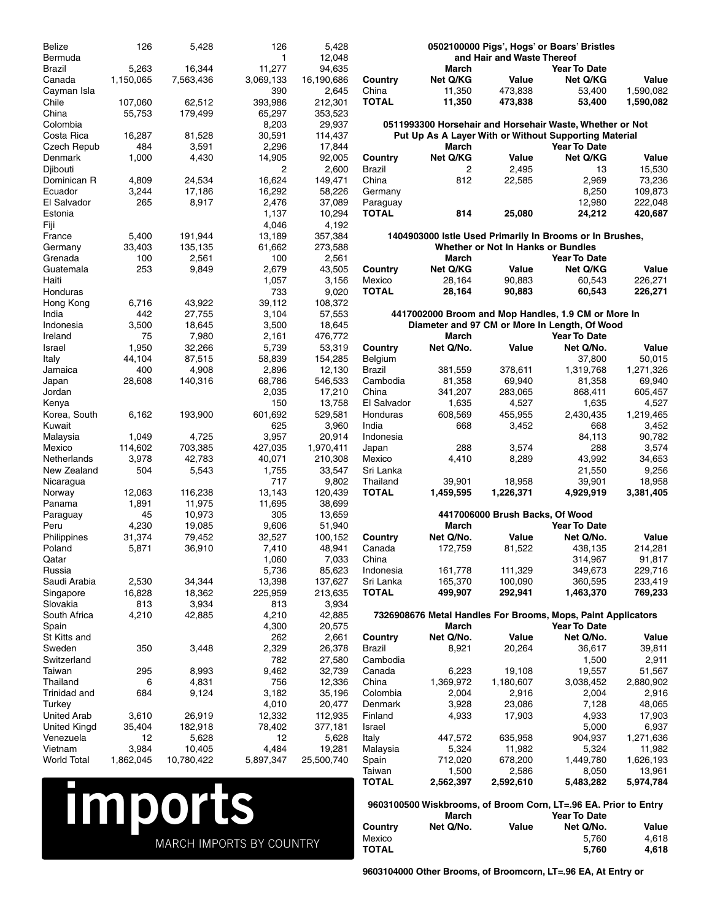| | | | | |
|---|---|---|---|---|
| Belize | 126 | 5,428 | 126 | 5,428 |
| Bermuda | | | 1 | 12,048 |
| Brazil | 5,263 | 16,344 | 11,277 | 94,635 |
| Canada | 1,150,065 | 7,563,436 | 3,069,133 | 16,190,686 |
| Cayman Isla | | | 390 | 2,645 |
| Chile | 107,060 | 62,512 | 393,986 | 212,301 |
| China | 55,753 | 179,499 | 65,297 | 353,523 |
| Colombia | | | 8,203 | 29,937 |
| Costa Rica | 16,287 | 81,528 | 30,591 | 114,437 |
| Czech Repub | 484 | 3,591 | 2,296 | 17,844 |
| Denmark | 1,000 | 4,430 | 14,905 | 92,005 |
| Djibouti | | | 2 | 2,600 |
| Dominican R | 4,809 | 24,534 | 16,624 | 149,471 |
| Ecuador | 3,244 | 17,186 | 16,292 | 58,226 |
| El Salvador | 265 | 8,917 | 2,476 | 37,089 |
| Estonia | | | 1,137 | 10,294 |
| Fiji | | | 4,046 | 4,192 |
| France | 5,400 | 191,944 | 13,189 | 357,384 |
| Germany | 33,403 | 135,135 | 61,662 | 273,588 |
| Grenada | 100 | 2,561 | 100 | 2,561 |
| Guatemala | 253 | 9,849 | 2,679 | 43,505 |
| Haiti | | | 1,057 | 3,156 |
| Honduras | | | 733 | 9,020 |
| Hong Kong | 6,716 | 43,922 | 39,112 | 108,372 |
| India | 442 | 27,755 | 3,104 | 57,553 |
| Indonesia | 3,500 | 18,645 | 3,500 | 18,645 |
| Ireland | 75 | 7,980 | 2,161 | 476,772 |
| Israel | 1,950 | 32,266 | 5,739 | 53,319 |
| Italy | 44,104 | 87,515 | 58,839 | 154,285 |
| Jamaica | 400 | 4,908 | 2,896 | 12,130 |
| Japan | 28,608 | 140,316 | 68,786 | 546,533 |
| Jordan | | | 2,035 | 17,210 |
| Kenya | | | 150 | 13,758 |
| Korea, South | 6,162 | 193,900 | 601,692 | 529,581 |
| Kuwait | | | 625 | 3,960 |
| Malaysia | 1,049 | 4,725 | 3,957 | 20,914 |
| Mexico | 114,602 | 703,385 | 427,035 | 1,970,411 |
| Netherlands | 3,978 | 42,783 | 40,071 | 210,308 |
| New Zealand | 504 | 5,543 | 1,755 | 33,547 |
| Nicaragua | | | 717 | 9,802 |
| Norway | 12,063 | 116,238 | 13,143 | 120,439 |
| Panama | 1,891 | 11,975 | 11,695 | 38,699 |
| Paraguay | 45 | 10,973 | 305 | 13,659 |
| Peru | 4,230 | 19,085 | 9,606 | 51,940 |
| Philippines | 31,374 | 79,452 | 32,527 | 100,152 |
| Poland | 5,871 | 36,910 | 7,410 | 48,941 |
| Qatar | | | 1,060 | 7,033 |
| Russia | | | 5,736 | 85,623 |
| Saudi Arabia | 2,530 | 34,344 | 13,398 | 137,627 |
| Singapore | 16,828 | 18,362 | 225,959 | 213,635 |
| Slovakia | 813 | 3,934 | 813 | 3,934 |
| South Africa | 4,210 | 42,885 | 4,210 | 42,885 |
| Spain | | | 4,300 | 20,575 |
| St Kitts and | | | 262 | 2,661 |
| Sweden | 350 | 3,448 | 2,329 | 26,378 |
| Switzerland | | | 782 | 27,580 |
| Taiwan | 295 | 8,993 | 9,462 | 32,739 |
| Thailand | 6 | 4,831 | 756 | 12,336 |
| Trinidad and | 684 | 9,124 | 3,182 | 35,196 |
| Turkey | | | 4,010 | 20,477 |
| United Arab | 3,610 | 26,919 | 12,332 | 112,935 |
| United Kingd | 35,404 | 182,918 | 78,402 | 377,181 |
| Venezuela | 12 | 5,628 | 12 | 5,628 |
| Vietnam | 3,984 | 10,405 | 4,484 | 19,281 |
| World Total | 1,862,045 | 10,780,422 | 5,897,347 | 25,500,740 |

# imports

MARCH IMPORTS BY COUNTRY

### 0502100000 Pigs', Hogs' or Boars' Bristles and Hair and Waste Thereof

| | March | | Year To Date | |
|---|---|---|---|---|
| **Country** | **Net Q/KG** | **Value** | **Net Q/KG** | **Value** |
| China | 11,350 | 473,838 | 53,400 | 1,590,082 |
| **TOTAL** | **11,350** | **473,838** | **53,400** | **1,590,082** |

### 0511993300 Horsehair and Horsehair Waste, Whether or Not Put Up As A Layer With or Without Supporting Material

| | March | | Year To Date | |
|---|---|---|---|---|
| **Country** | **Net Q/KG** | **Value** | **Net Q/KG** | **Value** |
| Brazil | 2 | 2,495 | 13 | 15,530 |
| China | 812 | 22,585 | 2,969 | 73,236 |
| Germany | | | 8,250 | 109,873 |
| Paraguay | | | 12,980 | 222,048 |
| **TOTAL** | **814** | **25,080** | **24,212** | **420,687** |

### 1404903000 Istle Used Primarily In Brooms or In Brushes, Whether or Not In Hanks or Bundles

| | March | | Year To Date | |
|---|---|---|---|---|
| **Country** | **Net Q/KG** | **Value** | **Net Q/KG** | **Value** |
| Mexico | 28,164 | 90,883 | 60,543 | 226,271 |
| **TOTAL** | **28,164** | **90,883** | **60,543** | **226,271** |

### 4417002000 Broom and Mop Handles, 1.9 CM or More In Diameter and 97 CM or More In Length, Of Wood

| | March | | Year To Date | |
|---|---|---|---|---|
| **Country** | **Net Q/No.** | **Value** | **Net Q/No.** | **Value** |
| Belgium | | | 37,800 | 50,015 |
| Brazil | 381,559 | 378,611 | 1,319,768 | 1,271,326 |
| Cambodia | 81,358 | 69,940 | 81,358 | 69,940 |
| China | 341,207 | 283,065 | 868,411 | 605,457 |
| El Salvador | 1,635 | 4,527 | 1,635 | 4,527 |
| Honduras | 608,569 | 455,955 | 2,430,435 | 1,219,465 |
| India | 668 | 3,452 | 668 | 3,452 |
| Indonesia | | | 84,113 | 90,782 |
| Japan | 288 | 3,574 | 288 | 3,574 |
| Mexico | 4,410 | 8,289 | 43,992 | 34,653 |
| Sri Lanka | | | 21,550 | 9,256 |
| Thailand | 39,901 | 18,958 | 39,901 | 18,958 |
| **TOTAL** | **1,459,595** | **1,226,371** | **4,929,919** | **3,381,405** |

### 4417006000 Brush Backs, Of Wood

| | March | | Year To Date | |
|---|---|---|---|---|
| **Country** | **Net Q/No.** | **Value** | **Net Q/No.** | **Value** |
| Canada | 172,759 | 81,522 | 438,135 | 214,281 |
| China | | | 314,967 | 91,817 |
| Indonesia | 161,778 | 111,329 | 349,673 | 229,716 |
| Sri Lanka | 165,370 | 100,090 | 360,595 | 233,419 |
| **TOTAL** | **499,907** | **292,941** | **1,463,370** | **769,233** |

### 7326908676 Metal Handles For Brooms, Mops, Paint Applicators

| | March | | Year To Date | |
|---|---|---|---|---|
| **Country** | **Net Q/No.** | **Value** | **Net Q/No.** | **Value** |
| Brazil | 8,921 | 20,264 | 36,617 | 39,811 |
| Cambodia | | | 1,500 | 2,911 |
| Canada | 6,223 | 19,108 | 19,557 | 51,567 |
| China | 1,369,972 | 1,180,607 | 3,038,452 | 2,880,902 |
| Colombia | 2,004 | 2,916 | 2,004 | 2,916 |
| Denmark | 3,928 | 23,086 | 7,128 | 48,065 |
| Finland | 4,933 | 17,903 | 4,933 | 17,903 |
| Israel | | | 5,000 | 6,937 |
| Italy | 447,572 | 635,958 | 904,937 | 1,271,636 |
| Malaysia | 5,324 | 11,982 | 5,324 | 11,982 |
| Spain | 712,020 | 678,200 | 1,449,780 | 1,626,193 |
| Taiwan | 1,500 | 2,586 | 8,050 | 13,961 |
| **TOTAL** | **2,562,397** | **2,592,610** | **5,483,282** | **5,974,784** |

### 9603100500 Wiskbrooms, of Broom Corn, LT=.96 EA. Prior to Entry

| | March | | Year To Date | |
|---|---|---|---|---|
| **Country** | **Net Q/No.** | **Value** | **Net Q/No.** | **Value** |
| Mexico | | | 5,760 | 4,618 |
| **TOTAL** | | | **5,760** | **4,618** |

### 9603104000 Other Brooms, of Broomcorn, LT=.96 EA, At Entry or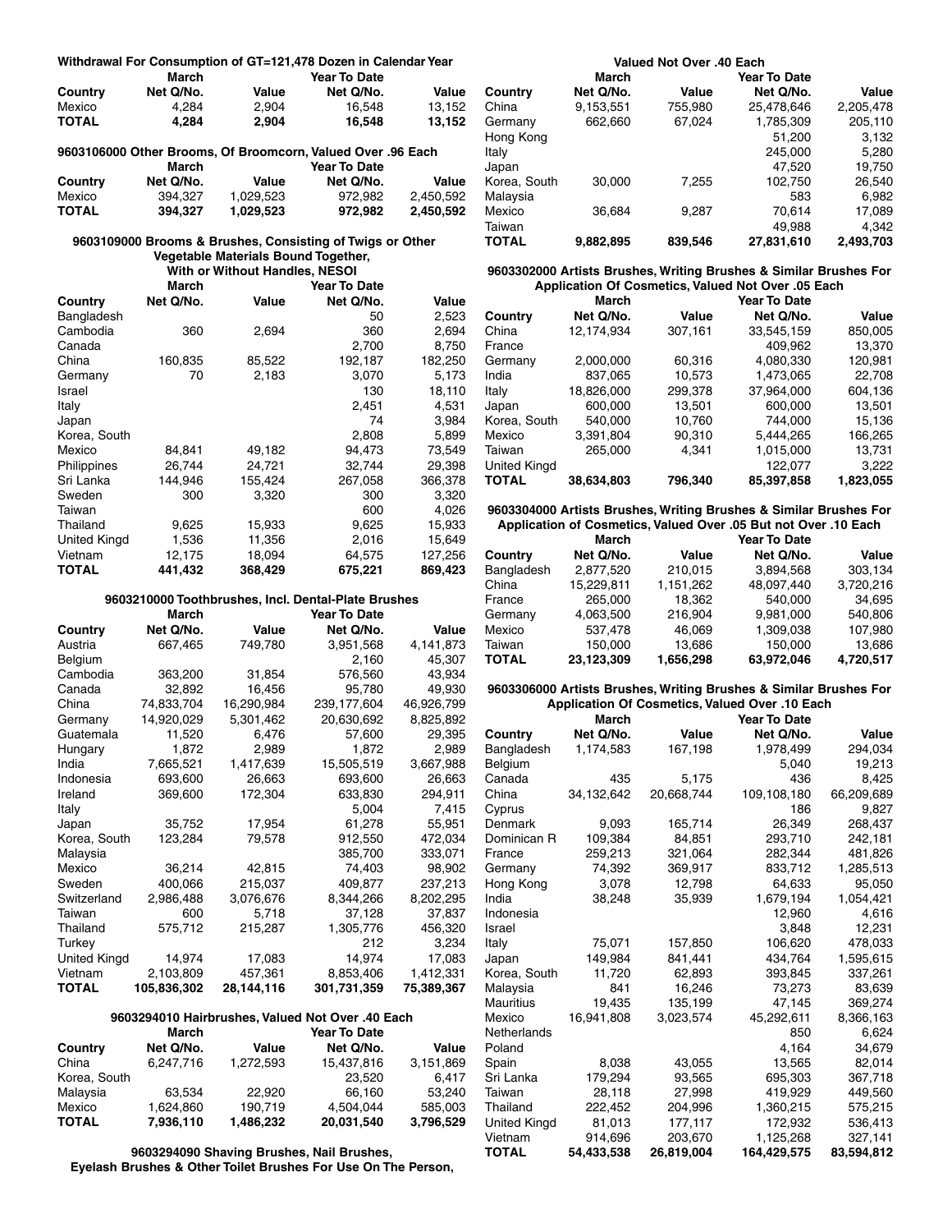### Withdrawal For Consumption of GT=121,478 Dozen in Calendar Year

| Country | March Net Q/No. | March Value | Year To Date Net Q/No. | Year To Date Value |
|---|---|---|---|---|
| Mexico | 4,284 | 2,904 | 16,548 | 13,152 |
| **TOTAL** | **4,284** | **2,904** | **16,548** | **13,152** |

### 9603106000 Other Brooms, Of Broomcorn, Valued Over .96 Each

| Country | March Net Q/No. | March Value | Year To Date Net Q/No. | Year To Date Value |
|---|---|---|---|---|
| Mexico | 394,327 | 1,029,523 | 972,982 | 2,450,592 |
| **TOTAL** | **394,327** | **1,029,523** | **972,982** | **2,450,592** |

### 9603109000 Brooms & Brushes, Consisting of Twigs or Other Vegetable Materials Bound Together, With or Without Handles, NESOI

| Country | March Net Q/No. | March Value | Year To Date Net Q/No. | Year To Date Value |
|---|---|---|---|---|
| Bangladesh | | | 50 | 2,523 |
| Cambodia | 360 | 2,694 | 360 | 2,694 |
| Canada | | | 2,700 | 8,750 |
| China | 160,835 | 85,522 | 192,187 | 182,250 |
| Germany | 70 | 2,183 | 3,070 | 5,173 |
| Israel | | | 130 | 18,110 |
| Italy | | | 2,451 | 4,531 |
| Japan | | | 74 | 3,984 |
| Korea, South | | | 2,808 | 5,899 |
| Mexico | 84,841 | 49,182 | 94,473 | 73,549 |
| Philippines | 26,744 | 24,721 | 32,744 | 29,398 |
| Sri Lanka | 144,946 | 155,424 | 267,058 | 366,378 |
| Sweden | 300 | 3,320 | 300 | 3,320 |
| Taiwan | | | 600 | 4,026 |
| Thailand | 9,625 | 15,933 | 9,625 | 15,933 |
| United Kingd | 1,536 | 11,356 | 2,016 | 15,649 |
| Vietnam | 12,175 | 18,094 | 64,575 | 127,256 |
| **TOTAL** | **441,432** | **368,429** | **675,221** | **869,423** |

### 9603210000 Toothbrushes, Incl. Dental-Plate Brushes

| Country | March Net Q/No. | March Value | Year To Date Net Q/No. | Year To Date Value |
|---|---|---|---|---|
| Austria | 667,465 | 749,780 | 3,951,568 | 4,141,873 |
| Belgium | | | 2,160 | 45,307 |
| Cambodia | 363,200 | 31,854 | 576,560 | 43,934 |
| Canada | 32,892 | 16,456 | 95,780 | 49,930 |
| China | 74,833,704 | 16,290,984 | 239,177,604 | 46,926,799 |
| Germany | 14,920,029 | 5,301,462 | 20,630,692 | 8,825,892 |
| Guatemala | 11,520 | 6,476 | 57,600 | 29,395 |
| Hungary | 1,872 | 2,989 | 1,872 | 2,989 |
| India | 7,665,521 | 1,417,639 | 15,505,519 | 3,667,988 |
| Indonesia | 693,600 | 26,663 | 693,600 | 26,663 |
| Ireland | 369,600 | 172,304 | 633,830 | 294,911 |
| Italy | | | 5,004 | 7,415 |
| Japan | 35,752 | 17,954 | 61,278 | 55,951 |
| Korea, South | 123,284 | 79,578 | 912,550 | 472,034 |
| Malaysia | | | 385,700 | 333,071 |
| Mexico | 36,214 | 42,815 | 74,403 | 98,902 |
| Sweden | 400,066 | 215,037 | 409,877 | 237,213 |
| Switzerland | 2,986,488 | 3,076,676 | 8,344,266 | 8,202,295 |
| Taiwan | 600 | 5,718 | 37,128 | 37,837 |
| Thailand | 575,712 | 215,287 | 1,305,776 | 456,320 |
| Turkey | | | 212 | 3,234 |
| United Kingd | 14,974 | 17,083 | 14,974 | 17,083 |
| Vietnam | 2,103,809 | 457,361 | 8,853,406 | 1,412,331 |
| **TOTAL** | **105,836,302** | **28,144,116** | **301,731,359** | **75,389,367** |

### 9603294010 Hairbrushes, Valued Not Over .40 Each

| Country | March Net Q/No. | March Value | Year To Date Net Q/No. | Year To Date Value |
|---|---|---|---|---|
| China | 6,247,716 | 1,272,593 | 15,437,816 | 3,151,869 |
| Korea, South | | | 23,520 | 6,417 |
| Malaysia | 63,534 | 22,920 | 66,160 | 53,240 |
| Mexico | 1,624,860 | 190,719 | 4,504,044 | 585,003 |
| **TOTAL** | **7,936,110** | **1,486,232** | **20,031,540** | **3,796,529** |

### 9603294090 Shaving Brushes, Nail Brushes, Eyelash Brushes & Other Toilet Brushes For Use On The Person, Valued Not Over .40 Each

| Country | March Net Q/No. | March Value | Year To Date Net Q/No. | Year To Date Value |
|---|---|---|---|---|
| China | 9,153,551 | 755,980 | 25,478,646 | 2,205,478 |
| Germany | 662,660 | 67,024 | 1,785,309 | 205,110 |
| Hong Kong | | | 51,200 | 3,132 |
| Italy | | | 245,000 | 5,280 |
| Japan | | | 47,520 | 19,750 |
| Korea, South | 30,000 | 7,255 | 102,750 | 26,540 |
| Malaysia | | | 583 | 6,982 |
| Mexico | 36,684 | 9,287 | 70,614 | 17,089 |
| Taiwan | | | 49,988 | 4,342 |
| **TOTAL** | **9,882,895** | **839,546** | **27,831,610** | **2,493,703** |

### 9603302000 Artists Brushes, Writing Brushes & Similar Brushes For Application Of Cosmetics, Valued Not Over .05 Each

| Country | March Net Q/No. | March Value | Year To Date Net Q/No. | Year To Date Value |
|---|---|---|---|---|
| China | 12,174,934 | 307,161 | 33,545,159 | 850,005 |
| France | | | 409,962 | 13,370 |
| Germany | 2,000,000 | 60,316 | 4,080,330 | 120,981 |
| India | 837,065 | 10,573 | 1,473,065 | 22,708 |
| Italy | 18,826,000 | 299,378 | 37,964,000 | 604,136 |
| Japan | 600,000 | 13,501 | 600,000 | 13,501 |
| Korea, South | 540,000 | 10,760 | 744,000 | 15,136 |
| Mexico | 3,391,804 | 90,310 | 5,444,265 | 166,265 |
| Taiwan | 265,000 | 4,341 | 1,015,000 | 13,731 |
| United Kingd | | | 122,077 | 3,222 |
| **TOTAL** | **38,634,803** | **796,340** | **85,397,858** | **1,823,055** |

### 9603304000 Artists Brushes, Writing Brushes & Similar Brushes For Application of Cosmetics, Valued Over .05 But not Over .10 Each

| Country | March Net Q/No. | March Value | Year To Date Net Q/No. | Year To Date Value |
|---|---|---|---|---|
| Bangladesh | 2,877,520 | 210,015 | 3,894,568 | 303,134 |
| China | 15,229,811 | 1,151,262 | 48,097,440 | 3,720,216 |
| France | 265,000 | 18,362 | 540,000 | 34,695 |
| Germany | 4,063,500 | 216,904 | 9,981,000 | 540,806 |
| Mexico | 537,478 | 46,069 | 1,309,038 | 107,980 |
| Taiwan | 150,000 | 13,686 | 150,000 | 13,686 |
| **TOTAL** | **23,123,309** | **1,656,298** | **63,972,046** | **4,720,517** |

### 9603306000 Artists Brushes, Writing Brushes & Similar Brushes For Application Of Cosmetics, Valued Over .10 Each

| Country | March Net Q/No. | March Value | Year To Date Net Q/No. | Year To Date Value |
|---|---|---|---|---|
| Bangladesh | 1,174,583 | 167,198 | 1,978,499 | 294,034 |
| Belgium | | | 5,040 | 19,213 |
| Canada | 435 | 5,175 | 436 | 8,425 |
| China | 34,132,642 | 20,668,744 | 109,108,180 | 66,209,689 |
| Cyprus | | | 186 | 9,827 |
| Denmark | 9,093 | 165,714 | 26,349 | 268,437 |
| Dominican R | 109,384 | 84,851 | 293,710 | 242,181 |
| France | 259,213 | 321,064 | 282,344 | 481,826 |
| Germany | 74,392 | 369,917 | 833,712 | 1,285,513 |
| Hong Kong | 3,078 | 12,798 | 64,633 | 95,050 |
| India | 38,248 | 35,939 | 1,679,194 | 1,054,421 |
| Indonesia | | | 12,960 | 4,616 |
| Israel | | | 3,848 | 12,231 |
| Italy | 75,071 | 157,850 | 106,620 | 478,033 |
| Japan | 149,984 | 841,441 | 434,764 | 1,595,615 |
| Korea, South | 11,720 | 62,893 | 393,845 | 337,261 |
| Malaysia | 841 | 16,246 | 73,273 | 83,639 |
| Mauritius | 19,435 | 135,199 | 47,145 | 369,274 |
| Mexico | 16,941,808 | 3,023,574 | 45,292,611 | 8,366,163 |
| Netherlands | | | 850 | 6,624 |
| Poland | | | 4,164 | 34,679 |
| Spain | 8,038 | 43,055 | 13,565 | 82,014 |
| Sri Lanka | 179,294 | 93,565 | 695,303 | 367,718 |
| Taiwan | 28,118 | 27,998 | 419,929 | 449,560 |
| Thailand | 222,452 | 204,996 | 1,360,215 | 575,215 |
| United Kingd | 81,013 | 177,117 | 172,932 | 536,413 |
| Vietnam | 914,696 | 203,670 | 1,125,268 | 327,141 |
| **TOTAL** | **54,433,538** | **26,819,004** | **164,429,575** | **83,594,812** |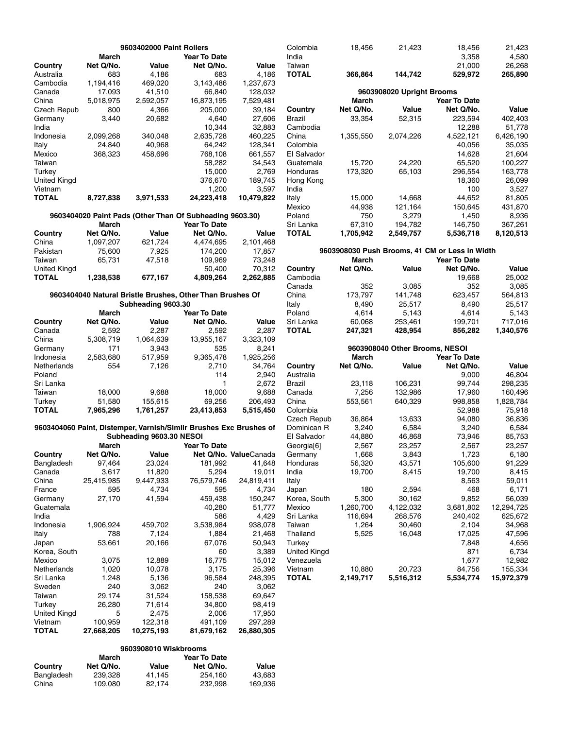### 9603402000 Paint Rollers

| Country | March Net Q/No. | March Value | Year To Date Net Q/No. | Year To Date Value |
|---|---|---|---|---|
| Australia | 683 | 4,186 | 683 | 4,186 |
| Cambodia | 1,194,416 | 469,020 | 3,143,486 | 1,237,673 |
| Canada | 17,093 | 41,510 | 66,840 | 128,032 |
| China | 5,018,975 | 2,592,057 | 16,873,195 | 7,529,481 |
| Czech Repub | 800 | 4,366 | 205,000 | 39,184 |
| Germany | 3,440 | 20,682 | 4,640 | 27,606 |
| India | | | 10,344 | 32,883 |
| Indonesia | 2,099,268 | 340,048 | 2,635,728 | 460,225 |
| Italy | 24,840 | 40,968 | 64,242 | 128,341 |
| Mexico | 368,323 | 458,696 | 768,108 | 661,557 |
| Taiwan | | | 58,282 | 34,543 |
| Turkey | | | 15,000 | 2,769 |
| United Kingd | | | 376,670 | 189,745 |
| Vietnam | | | 1,200 | 3,597 |
| **TOTAL** | **8,727,838** | **3,971,533** | **24,223,418** | **10,479,822** |

### 9603404020 Paint Pads (Other Than Of Subheading 9603.30)

| Country | March Net Q/No. | March Value | Year To Date Net Q/No. | Year To Date Value |
|---|---|---|---|---|
| China | 1,097,207 | 621,724 | 4,474,695 | 2,101,468 |
| Pakistan | 75,600 | 7,925 | 174,200 | 17,857 |
| Taiwan | 65,731 | 47,518 | 109,969 | 73,248 |
| United Kingd | | | 50,400 | 70,312 |
| **TOTAL** | **1,238,538** | **677,167** | **4,809,264** | **2,262,885** |

### 9603404040 Natural Bristle Brushes, Other Than Brushes Of Subheading 9603.30

| Country | March Net Q/No. | March Value | Year To Date Net Q/No. | Year To Date Value |
|---|---|---|---|---|
| Canada | 2,592 | 2,287 | 2,592 | 2,287 |
| China | 5,308,719 | 1,064,639 | 13,955,167 | 3,323,109 |
| Germany | 171 | 3,943 | 535 | 8,241 |
| Indonesia | 2,583,680 | 517,959 | 9,365,478 | 1,925,256 |
| Netherlands | 554 | 7,126 | 2,710 | 34,764 |
| Poland | | | 114 | 2,940 |
| Sri Lanka | | | 1 | 2,672 |
| Taiwan | 18,000 | 9,688 | 18,000 | 9,688 |
| Turkey | 51,580 | 155,615 | 69,256 | 206,493 |
| **TOTAL** | **7,965,296** | **1,761,257** | **23,413,853** | **5,515,450** |

### 9603404060 Paint, Distemper, Varnish/Similr Brushes Exc Brushes of Subheading 9603.30 NESOI

| Country | March Net Q/No. | March Value | Year To Date Net Q/No. | Year To Date Value |
|---|---|---|---|---|
| Bangladesh | 97,464 | 23,024 | 181,992 | 41,648 |
| Canada | 3,617 | 11,820 | 5,294 | 19,011 |
| China | 25,415,985 | 9,447,933 | 76,579,746 | 24,819,411 |
| France | 595 | 4,734 | 595 | 4,734 |
| Germany | 27,170 | 41,594 | 459,438 | 150,247 |
| Guatemala | | | 40,280 | 51,777 |
| India | | | 586 | 4,429 |
| Indonesia | 1,906,924 | 459,702 | 3,538,984 | 938,078 |
| Italy | 788 | 7,124 | 1,884 | 21,468 |
| Japan | 53,661 | 20,166 | 67,076 | 50,943 |
| Korea, South | | | 60 | 3,389 |
| Mexico | 3,075 | 12,889 | 16,775 | 15,012 |
| Netherlands | 1,020 | 10,078 | 3,175 | 25,396 |
| Sri Lanka | 1,248 | 5,136 | 96,584 | 248,395 |
| Sweden | 240 | 3,062 | 240 | 3,062 |
| Taiwan | 29,174 | 31,524 | 158,538 | 69,647 |
| Turkey | 26,280 | 71,614 | 34,800 | 98,419 |
| United Kingd | 5 | 2,475 | 2,006 | 17,950 |
| Vietnam | 100,959 | 122,318 | 491,109 | 297,289 |
| **TOTAL** | **27,668,205** | **10,275,193** | **81,679,162** | **26,880,305** |

### 9603908010 Wiskbrooms

| Country | March Net Q/No. | March Value | Year To Date Net Q/No. | Year To Date Value |
|---|---|---|---|---|
| Bangladesh | 239,328 | 41,145 | 254,160 | 43,683 |
| China | 109,080 | 82,174 | 232,998 | 169,936 |
| Colombia | 18,456 | 21,423 | 18,456 | 21,423 |
| India | | | 3,358 | 4,580 |
| Taiwan | | | 21,000 | 26,268 |
| **TOTAL** | **366,864** | **144,742** | **529,972** | **265,890** |

### 9603908020 Upright Brooms

| Country | March Net Q/No. | March Value | Year To Date Net Q/No. | Year To Date Value |
|---|---|---|---|---|
| Brazil | 33,354 | 52,315 | 223,594 | 402,403 |
| Cambodia | | | 12,288 | 51,778 |
| China | 1,355,550 | 2,074,226 | 4,522,121 | 6,426,190 |
| Colombia | | | 40,056 | 35,035 |
| El Salvador | | | 14,628 | 21,604 |
| Guatemala | 15,720 | 24,220 | 65,520 | 100,227 |
| Honduras | 173,320 | 65,103 | 296,554 | 163,778 |
| Hong Kong | | | 18,360 | 26,099 |
| India | | | 100 | 3,527 |
| Italy | 15,000 | 14,668 | 44,652 | 81,805 |
| Mexico | 44,938 | 121,164 | 150,645 | 431,870 |
| Poland | 750 | 3,279 | 1,450 | 8,936 |
| Sri Lanka | 67,310 | 194,782 | 146,750 | 367,261 |
| **TOTAL** | **1,705,942** | **2,549,757** | **5,536,718** | **8,120,513** |

### 9603908030 Push Brooms, 41 CM or Less in Width

| Country | March Net Q/No. | March Value | Year To Date Net Q/No. | Year To Date Value |
|---|---|---|---|---|
| Cambodia | | | 19,668 | 25,002 |
| Canada | 352 | 3,085 | 352 | 3,085 |
| China | 173,797 | 141,748 | 623,457 | 564,813 |
| Italy | 8,490 | 25,517 | 8,490 | 25,517 |
| Poland | 4,614 | 5,143 | 4,614 | 5,143 |
| Sri Lanka | 60,068 | 253,461 | 199,701 | 717,016 |
| **TOTAL** | **247,321** | **428,954** | **856,282** | **1,340,576** |

### 9603908040 Other Brooms, NESOI

| Country | March Net Q/No. | March Value | Year To Date Net Q/No. | Year To Date Value |
|---|---|---|---|---|
| Australia | | | 9,000 | 46,804 |
| Brazil | 23,118 | 106,231 | 99,744 | 298,235 |
| Canada | 7,256 | 132,986 | 17,960 | 160,496 |
| China | 553,561 | 640,329 | 998,858 | 1,828,784 |
| Colombia | | | 52,988 | 75,918 |
| Czech Repub | 36,864 | 13,633 | 94,080 | 36,836 |
| Dominican R | 3,240 | 6,584 | 3,240 | 6,584 |
| El Salvador | 44,880 | 46,868 | 73,946 | 85,753 |
| Georgia[6] | 2,567 | 23,257 | 2,567 | 23,257 |
| Germany | 1,668 | 3,843 | 1,723 | 6,180 |
| Honduras | 56,320 | 43,571 | 105,600 | 91,229 |
| India | 19,700 | 8,415 | 19,700 | 8,415 |
| Italy | | | 8,563 | 59,011 |
| Japan | 180 | 2,594 | 468 | 6,171 |
| Korea, South | 5,300 | 30,162 | 9,852 | 56,039 |
| Mexico | 1,260,700 | 4,122,032 | 3,681,802 | 12,294,725 |
| Sri Lanka | 116,694 | 268,576 | 240,402 | 625,672 |
| Taiwan | 1,264 | 30,460 | 2,104 | 34,968 |
| Thailand | 5,525 | 16,048 | 17,025 | 47,596 |
| Turkey | | | 7,848 | 4,656 |
| United Kingd | | | 871 | 6,734 |
| Venezuela | | | 1,677 | 12,982 |
| Vietnam | 10,880 | 20,723 | 84,756 | 155,334 |
| **TOTAL** | **2,149,717** | **5,516,312** | **5,534,774** | **15,972,379** |